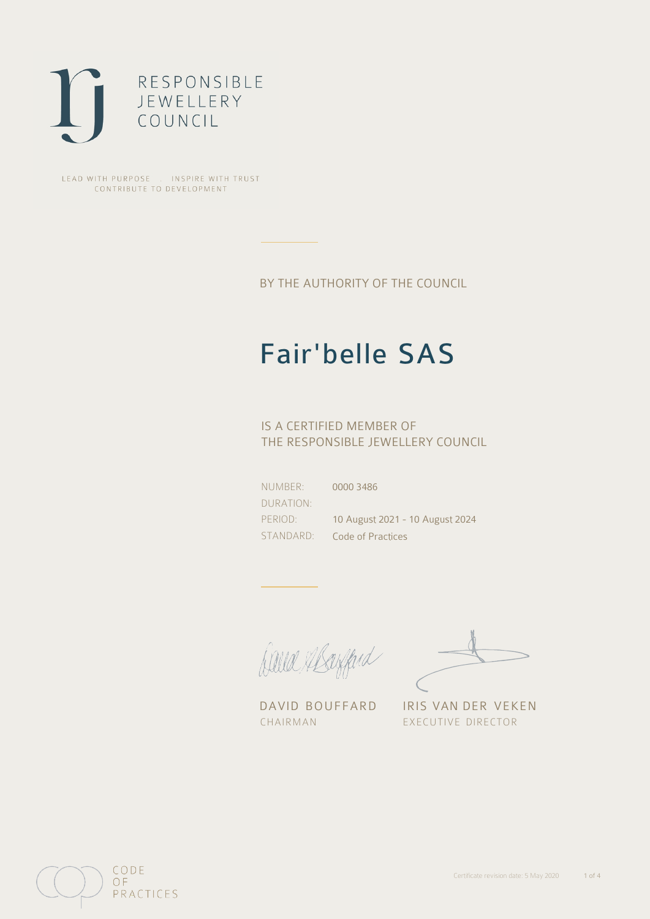RESPONSIBLE
JEWELLERY
COUNCIL

LEAD WITH PURPOSE . INSPIRE WITH TRUST
CONTRIBUTE TO DEVELOPMENT

BY THE AUTHORITY OF THE COUNCIL

# Fair'belle SAS

IS A CERTIFIED MEMBER OF
THE RESPONSIBLE JEWELLERY COUNCIL

| | |
|---|---|
| NUMBER: | 0000 3486 |
| DURATION: | |
| PERIOD: | 10 August 2021 - 10 August 2024 |
| STANDARD: | Code of Practices |

DAVID BOUFFARD
CHAIRMAN

IRIS VAN DER VEKEN
EXECUTIVE DIRECTOR

CODE
OF
PRACTICES

Certificate revision date: 5 May 2020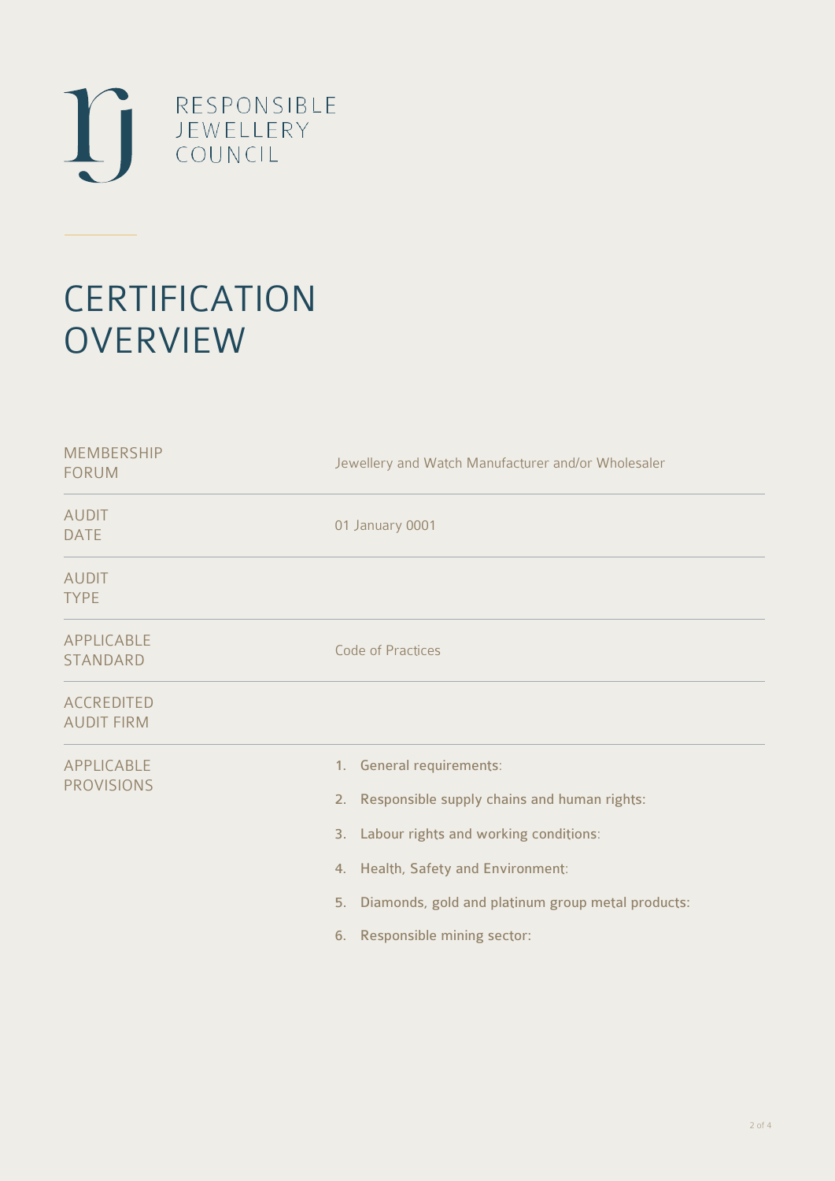RESPONSIBLE
JEWELLERY
COUNCIL

# CERTIFICATION OVERVIEW

| | |
|---|---|
| MEMBERSHIP FORUM | Jewellery and Watch Manufacturer and/or Wholesaler |
| AUDIT DATE | 01 January 0001 |
| AUDIT TYPE | |
| APPLICABLE STANDARD | Code of Practices |
| ACCREDITED AUDIT FIRM | |
| APPLICABLE PROVISIONS | 1. General requirements:<br>2. Responsible supply chains and human rights:<br>3. Labour rights and working conditions:<br>4. Health, Safety and Environment:<br>5. Diamonds, gold and platinum group metal products:<br>6. Responsible mining sector: |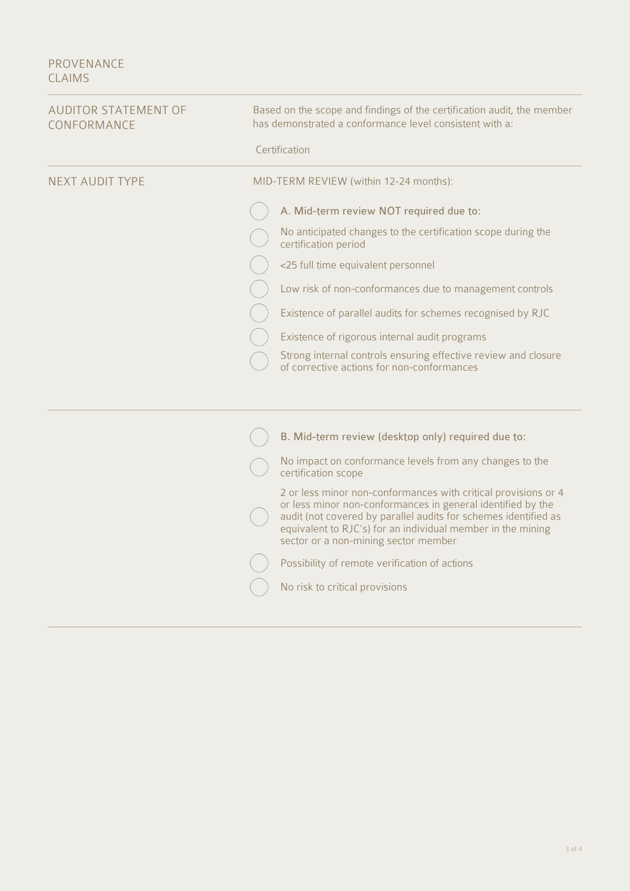## PROVENANCE CLAIMS

## AUDITOR STATEMENT OF CONFORMANCE

Based on the scope and findings of the certification audit, the member has demonstrated a conformance level consistent with a:

Certification

## NEXT AUDIT TYPE

MID-TERM REVIEW (within 12-24 months):

- ○ **A. Mid-term review NOT required due to:**
- ○ No anticipated changes to the certification scope during the certification period
- ○ <25 full time equivalent personnel
- ○ Low risk of non-conformances due to management controls
- ○ Existence of parallel audits for schemes recognised by RJC
- ○ Existence of rigorous internal audit programs
- ○ Strong internal controls ensuring effective review and closure of corrective actions for non-conformances

---

- ○ **B. Mid-term review (desktop only) required due to:**
- ○ No impact on conformance levels from any changes to the certification scope
- ○ 2 or less minor non-conformances with critical provisions or 4 or less minor non-conformances in general identified by the audit (not covered by parallel audits for schemes identified as equivalent to RJC's) for an individual member in the mining sector or a non-mining sector member
- ○ Possibility of remote verification of actions
- ○ No risk to critical provisions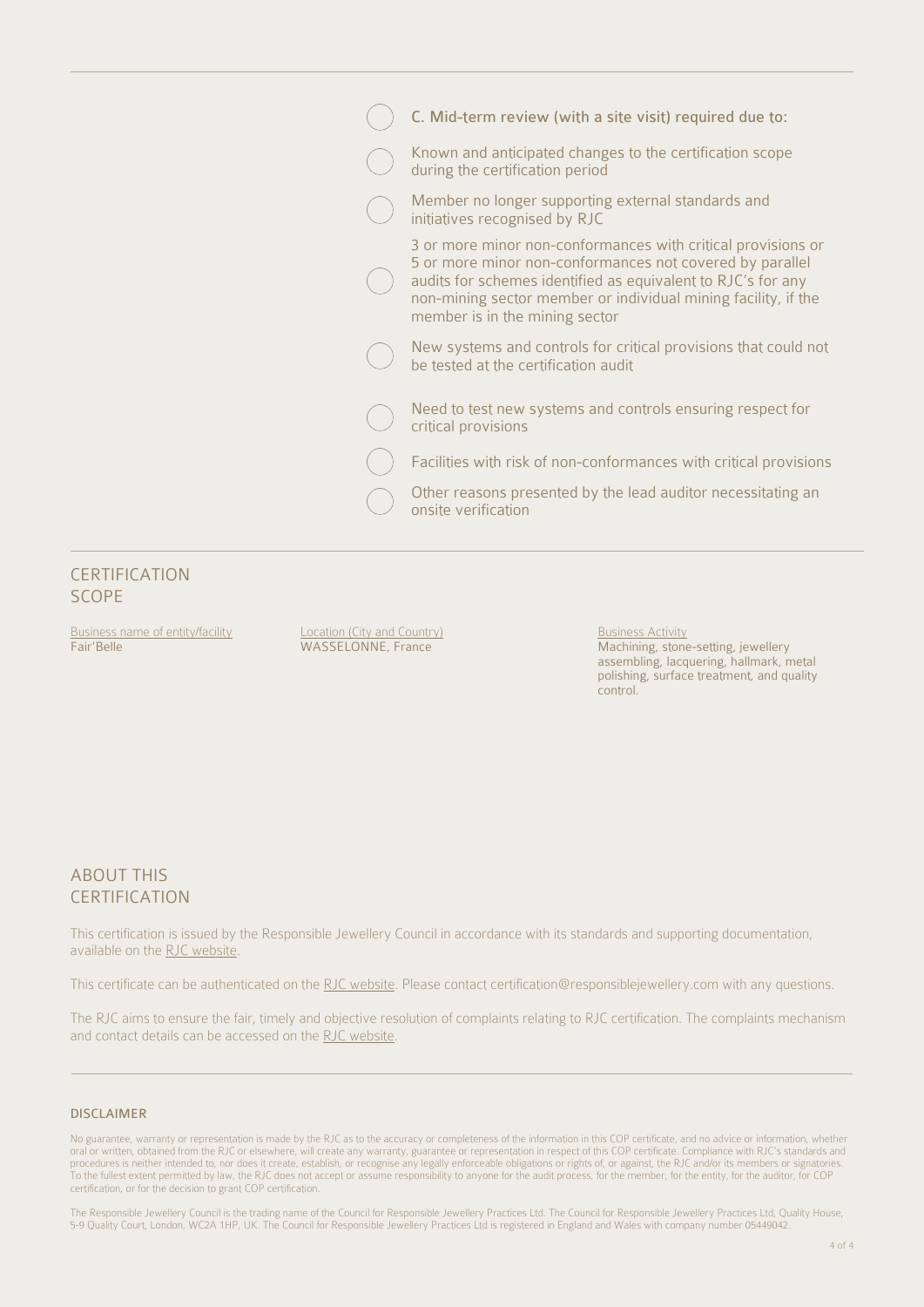C. Mid-term review (with a site visit) required due to:

- Known and anticipated changes to the certification scope during the certification period
- Member no longer supporting external standards and initiatives recognised by RJC
- 3 or more minor non-conformances with critical provisions or 5 or more minor non-conformances not covered by parallel audits for schemes identified as equivalent to RJC's for any non-mining sector member or individual mining facility, if the member is in the mining sector
- New systems and controls for critical provisions that could not be tested at the certification audit
- Need to test new systems and controls ensuring respect for critical provisions
- Facilities with risk of non-conformances with critical provisions
- Other reasons presented by the lead auditor necessitating an onsite verification

## CERTIFICATION SCOPE

| Business name of entity/facility | Location (City and Country) | Business Activity |
| --- | --- | --- |
| Fair'Belle | WASSELONNE, France | Machining, stone-setting, jewellery assembling, lacquering, hallmark, metal polishing, surface treatment, and quality control. |

## ABOUT THIS CERTIFICATION

This certification is issued by the Responsible Jewellery Council in accordance with its standards and supporting documentation, available on the RJC website.

This certificate can be authenticated on the RJC website. Please contact certification@responsiblejewellery.com with any questions.

The RJC aims to ensure the fair, timely and objective resolution of complaints relating to RJC certification. The complaints mechanism and contact details can be accessed on the RJC website.

### DISCLAIMER

No guarantee, warranty or representation is made by the RJC as to the accuracy or completeness of the information in this COP certificate, and no advice or information, whether oral or written, obtained from the RJC or elsewhere, will create any warranty, guarantee or representation in respect of this COP certificate. Compliance with RJC's standards and procedures is neither intended to, nor does it create, establish, or recognise any legally enforceable obligations or rights of, or against, the RJC and/or its members or signatories. To the fullest extent permitted by law, the RJC does not accept or assume responsibility to anyone for the audit process, for the member, for the entity, for the auditor, for COP certification, or for the decision to grant COP certification.

The Responsible Jewellery Council is the trading name of the Council for Responsible Jewellery Practices Ltd. The Council for Responsible Jewellery Practices Ltd, Quality House, 5-9 Quality Court, London, WC2A 1HP, UK. The Council for Responsible Jewellery Practices Ltd is registered in England and Wales with company number 05449042.